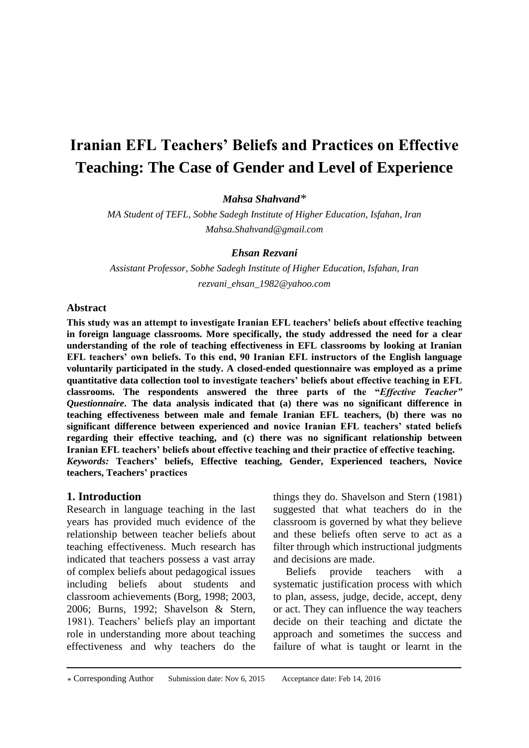# Iranian EFL Teachers' Beliefs and Practices on Effective Teaching: The Case of Gender and Level of Experience

***Mahsa Shahvand**** 
*MA Student of TEFL, Sobhe Sadegh Institute of Higher Education, Isfahan, Iran*
*Mahsa.Shahvand@gmail.com*

***Ehsan Rezvani***
*Assistant Professor, Sobhe Sadegh Institute of Higher Education, Isfahan, Iran*
*rezvani_ehsan_1982@yahoo.com*

## Abstract

**This study was an attempt to investigate Iranian EFL teachers' beliefs about effective teaching in foreign language classrooms. More specifically, the study addressed the need for a clear understanding of the role of teaching effectiveness in EFL classrooms by looking at Iranian EFL teachers' own beliefs. To this end, 90 Iranian EFL instructors of the English language voluntarily participated in the study. A closed-ended questionnaire was employed as a prime quantitative data collection tool to investigate teachers' beliefs about effective teaching in EFL classrooms. The respondents answered the three parts of the "*Effective Teacher" Questionnaire*. The data analysis indicated that (a) there was no significant difference in teaching effectiveness between male and female Iranian EFL teachers, (b) there was no significant difference between experienced and novice Iranian EFL teachers' stated beliefs regarding their effective teaching, and (c) there was no significant relationship between Iranian EFL teachers' beliefs about effective teaching and their practice of effective teaching.**

***Keywords:*** **Teachers' beliefs, Effective teaching, Gender, Experienced teachers, Novice teachers, Teachers' practices**

## 1. Introduction

Research in language teaching in the last years has provided much evidence of the relationship between teacher beliefs about teaching effectiveness. Much research has indicated that teachers possess a vast array of complex beliefs about pedagogical issues including beliefs about students and classroom achievements (Borg, 1998; 2003, 2006; Burns, 1992; Shavelson & Stern, 1981). Teachers' beliefs play an important role in understanding more about teaching effectiveness and why teachers do the things they do. Shavelson and Stern (1981) suggested that what teachers do in the classroom is governed by what they believe and these beliefs often serve to act as a filter through which instructional judgments and decisions are made.

Beliefs provide teachers with a systematic justification process with which to plan, assess, judge, decide, accept, deny or act. They can influence the way teachers decide on their teaching and dictate the approach and sometimes the success and failure of what is taught or learnt in the

* Corresponding Author   Submission date: Nov 6, 2015   Acceptance date: Feb 14, 2016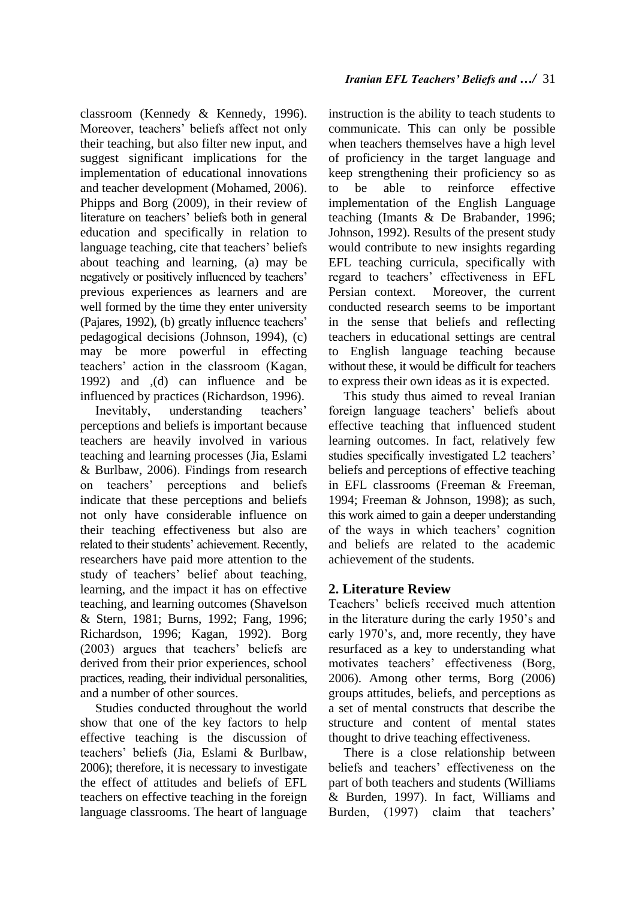classroom (Kennedy & Kennedy, 1996). Moreover, teachers' beliefs affect not only their teaching, but also filter new input, and suggest significant implications for the implementation of educational innovations and teacher development (Mohamed, 2006). Phipps and Borg (2009), in their review of literature on teachers' beliefs both in general education and specifically in relation to language teaching, cite that teachers' beliefs about teaching and learning, (a) may be negatively or positively influenced by teachers' previous experiences as learners and are well formed by the time they enter university (Pajares, 1992), (b) greatly influence teachers' pedagogical decisions (Johnson, 1994), (c) may be more powerful in effecting teachers' action in the classroom (Kagan, 1992) and ,(d) can influence and be influenced by practices (Richardson, 1996).

Inevitably, understanding teachers' perceptions and beliefs is important because teachers are heavily involved in various teaching and learning processes (Jia, Eslami & Burlbaw, 2006). Findings from research on teachers' perceptions and beliefs indicate that these perceptions and beliefs not only have considerable influence on their teaching effectiveness but also are related to their students' achievement. Recently, researchers have paid more attention to the study of teachers' belief about teaching, learning, and the impact it has on effective teaching, and learning outcomes (Shavelson & Stern, 1981; Burns, 1992; Fang, 1996; Richardson, 1996; Kagan, 1992). Borg (2003) argues that teachers' beliefs are derived from their prior experiences, school practices, reading, their individual personalities, and a number of other sources.

Studies conducted throughout the world show that one of the key factors to help effective teaching is the discussion of teachers' beliefs (Jia, Eslami & Burlbaw, 2006); therefore, it is necessary to investigate the effect of attitudes and beliefs of EFL teachers on effective teaching in the foreign language classrooms. The heart of language instruction is the ability to teach students to communicate. This can only be possible when teachers themselves have a high level of proficiency in the target language and keep strengthening their proficiency so as to be able to reinforce effective implementation of the English Language teaching (Imants & De Brabander, 1996; Johnson, 1992). Results of the present study would contribute to new insights regarding EFL teaching curricula, specifically with regard to teachers' effectiveness in EFL Persian context. Moreover, the current conducted research seems to be important in the sense that beliefs and reflecting teachers in educational settings are central to English language teaching because without these, it would be difficult for teachers to express their own ideas as it is expected.

This study thus aimed to reveal Iranian foreign language teachers' beliefs about effective teaching that influenced student learning outcomes. In fact, relatively few studies specifically investigated L2 teachers' beliefs and perceptions of effective teaching in EFL classrooms (Freeman & Freeman, 1994; Freeman & Johnson, 1998); as such, this work aimed to gain a deeper understanding of the ways in which teachers' cognition and beliefs are related to the academic achievement of the students.

## 2. Literature Review

Teachers' beliefs received much attention in the literature during the early 1950's and early 1970's, and, more recently, they have resurfaced as a key to understanding what motivates teachers' effectiveness (Borg, 2006). Among other terms, Borg (2006) groups attitudes, beliefs, and perceptions as a set of mental constructs that describe the structure and content of mental states thought to drive teaching effectiveness.

There is a close relationship between beliefs and teachers' effectiveness on the part of both teachers and students (Williams & Burden, 1997). In fact, Williams and Burden, (1997) claim that teachers'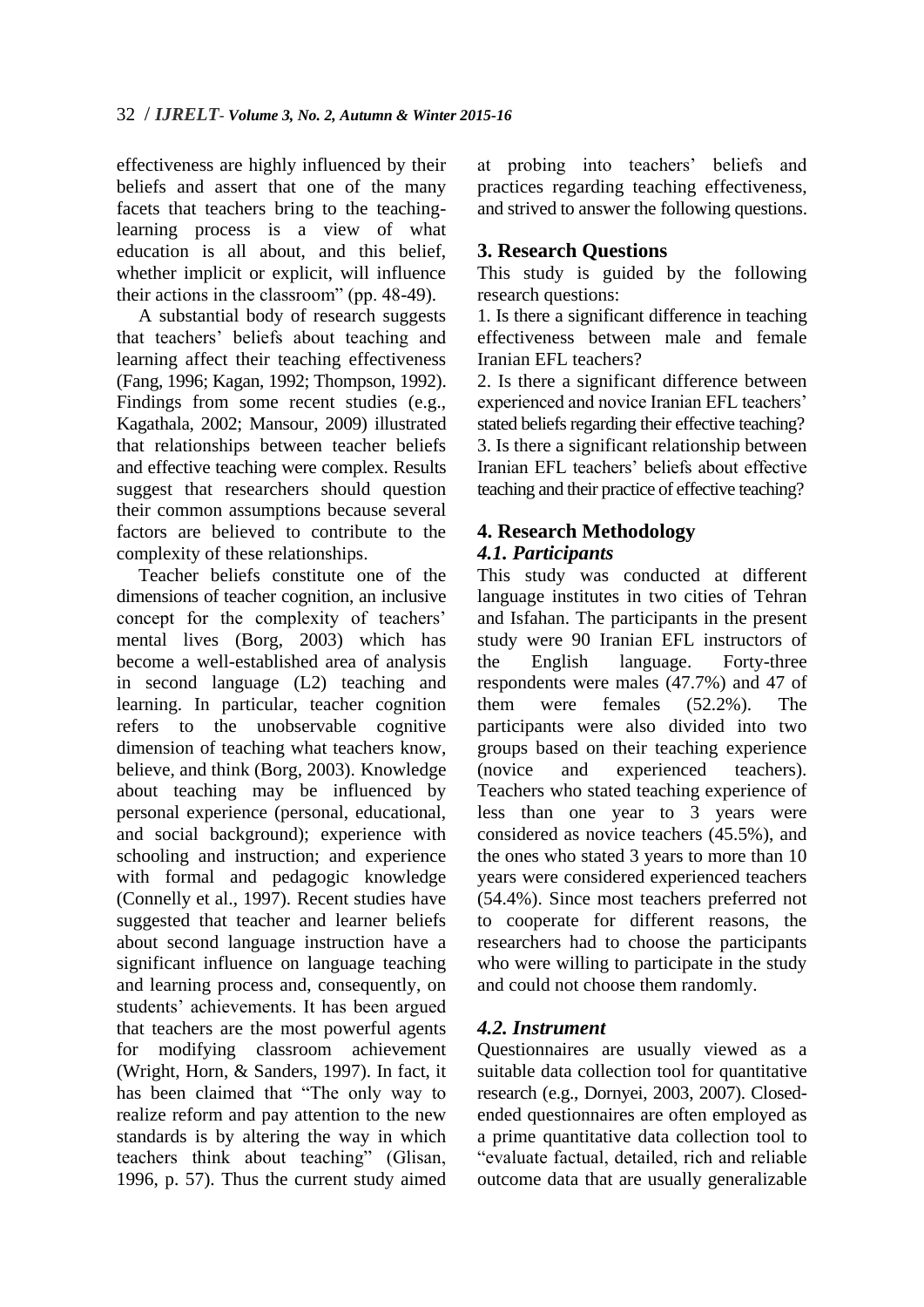effectiveness are highly influenced by their beliefs and assert that one of the many facets that teachers bring to the teaching-learning process is a view of what education is all about, and this belief, whether implicit or explicit, will influence their actions in the classroom" (pp. 48-49).

A substantial body of research suggests that teachers' beliefs about teaching and learning affect their teaching effectiveness (Fang, 1996; Kagan, 1992; Thompson, 1992). Findings from some recent studies (e.g., Kagathala, 2002; Mansour, 2009) illustrated that relationships between teacher beliefs and effective teaching were complex. Results suggest that researchers should question their common assumptions because several factors are believed to contribute to the complexity of these relationships.

Teacher beliefs constitute one of the dimensions of teacher cognition, an inclusive concept for the complexity of teachers' mental lives (Borg, 2003) which has become a well-established area of analysis in second language (L2) teaching and learning. In particular, teacher cognition refers to the unobservable cognitive dimension of teaching what teachers know, believe, and think (Borg, 2003). Knowledge about teaching may be influenced by personal experience (personal, educational, and social background); experience with schooling and instruction; and experience with formal and pedagogic knowledge (Connelly et al., 1997). Recent studies have suggested that teacher and learner beliefs about second language instruction have a significant influence on language teaching and learning process and, consequently, on students' achievements. It has been argued that teachers are the most powerful agents for modifying classroom achievement (Wright, Horn, & Sanders, 1997). In fact, it has been claimed that "The only way to realize reform and pay attention to the new standards is by altering the way in which teachers think about teaching" (Glisan, 1996, p. 57). Thus the current study aimed at probing into teachers' beliefs and practices regarding teaching effectiveness, and strived to answer the following questions.

## 3. Research Questions

This study is guided by the following research questions:

1. Is there a significant difference in teaching effectiveness between male and female Iranian EFL teachers?
2. Is there a significant difference between experienced and novice Iranian EFL teachers' stated beliefs regarding their effective teaching?
3. Is there a significant relationship between Iranian EFL teachers' beliefs about effective teaching and their practice of effective teaching?

## 4. Research Methodology

### *4.1. Participants*

This study was conducted at different language institutes in two cities of Tehran and Isfahan. The participants in the present study were 90 Iranian EFL instructors of the English language. Forty-three respondents were males (47.7%) and 47 of them were females (52.2%). The participants were also divided into two groups based on their teaching experience (novice and experienced teachers). Teachers who stated teaching experience of less than one year to 3 years were considered as novice teachers (45.5%), and the ones who stated 3 years to more than 10 years were considered experienced teachers (54.4%). Since most teachers preferred not to cooperate for different reasons, the researchers had to choose the participants who were willing to participate in the study and could not choose them randomly.

### *4.2. Instrument*

Questionnaires are usually viewed as a suitable data collection tool for quantitative research (e.g., Dornyei, 2003, 2007). Closed-ended questionnaires are often employed as a prime quantitative data collection tool to "evaluate factual, detailed, rich and reliable outcome data that are usually generalizable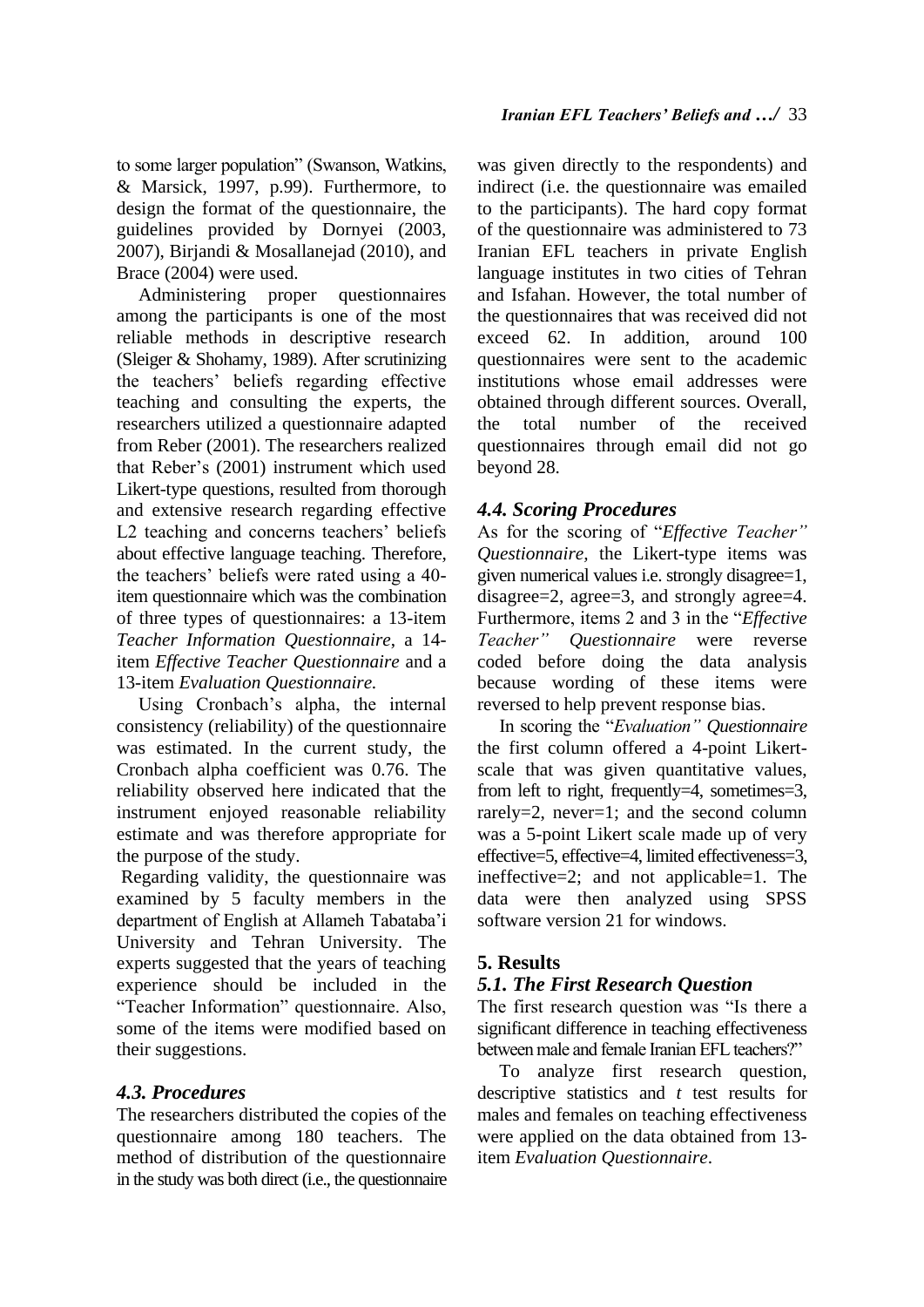to some larger population" (Swanson, Watkins, & Marsick, 1997, p.99). Furthermore, to design the format of the questionnaire, the guidelines provided by Dornyei (2003, 2007), Birjandi & Mosallanejad (2010), and Brace (2004) were used.

Administering proper questionnaires among the participants is one of the most reliable methods in descriptive research (Sleiger & Shohamy, 1989). After scrutinizing the teachers' beliefs regarding effective teaching and consulting the experts, the researchers utilized a questionnaire adapted from Reber (2001). The researchers realized that Reber's (2001) instrument which used Likert-type questions, resulted from thorough and extensive research regarding effective L2 teaching and concerns teachers' beliefs about effective language teaching. Therefore, the teachers' beliefs were rated using a 40-item questionnaire which was the combination of three types of questionnaires: a 13-item *Teacher Information Questionnaire*, a 14-item *Effective Teacher Questionnaire* and a 13-item *Evaluation Questionnaire.*

Using Cronbach's alpha, the internal consistency (reliability) of the questionnaire was estimated. In the current study, the Cronbach alpha coefficient was 0.76. The reliability observed here indicated that the instrument enjoyed reasonable reliability estimate and was therefore appropriate for the purpose of the study.

Regarding validity, the questionnaire was examined by 5 faculty members in the department of English at Allameh Tabataba'i University and Tehran University. The experts suggested that the years of teaching experience should be included in the "Teacher Information" questionnaire. Also, some of the items were modified based on their suggestions.

### *4.3. Procedures*

The researchers distributed the copies of the questionnaire among 180 teachers. The method of distribution of the questionnaire in the study was both direct (i.e., the questionnaire was given directly to the respondents) and indirect (i.e. the questionnaire was emailed to the participants). The hard copy format of the questionnaire was administered to 73 Iranian EFL teachers in private English language institutes in two cities of Tehran and Isfahan. However, the total number of the questionnaires that was received did not exceed 62. In addition, around 100 questionnaires were sent to the academic institutions whose email addresses were obtained through different sources. Overall, the total number of the received questionnaires through email did not go beyond 28.

### *4.4. Scoring Procedures*

As for the scoring of "*Effective Teacher" Questionnaire*, the Likert-type items was given numerical values i.e. strongly disagree=1, disagree=2, agree=3, and strongly agree=4. Furthermore, items 2 and 3 in the "*Effective Teacher" Questionnaire* were reverse coded before doing the data analysis because wording of these items were reversed to help prevent response bias.

In scoring the "*Evaluation" Questionnaire* the first column offered a 4-point Likert-scale that was given quantitative values, from left to right, frequently=4, sometimes=3, rarely=2, never=1; and the second column was a 5-point Likert scale made up of very effective=5, effective=4, limited effectiveness=3, ineffective=2; and not applicable=1. The data were then analyzed using SPSS software version 21 for windows.

## 5. Results

### *5.1. The First Research Question*

The first research question was "Is there a significant difference in teaching effectiveness between male and female Iranian EFL teachers?"

To analyze first research question, descriptive statistics and *t* test results for males and females on teaching effectiveness were applied on the data obtained from 13-item *Evaluation Questionnaire*.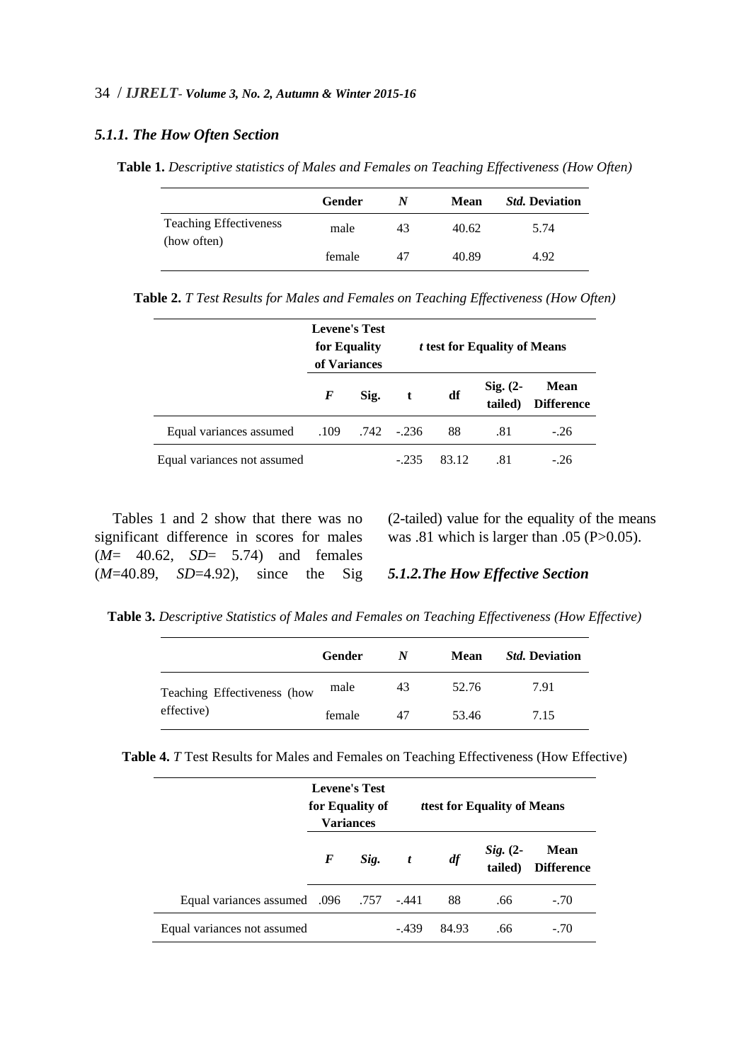#### *5.1.1. The How Often Section*

**Table 1.** *Descriptive statistics of Males and Females on Teaching Effectiveness (How Often)*

| | Gender | *N* | Mean | *Std.* Deviation |
|---|---|---|---|---|
| Teaching Effectiveness (how often) | male | 43 | 40.62 | 5.74 |
| | female | 47 | 40.89 | 4.92 |

**Table 2.** *T Test Results for Males and Females on Teaching Effectiveness (How Often)*

| | Levene's Test for Equality of Variances | | *t* test for Equality of Means | | | |
|---|---|---|---|---|---|---|
| | *F* | Sig. | t | df | Sig. (2-tailed) | Mean Difference |
| Equal variances assumed | .109 | .742 | -.236 | 88 | .81 | -.26 |
| Equal variances not assumed | | | -.235 | 83.12 | .81 | -.26 |

Tables 1 and 2 show that there was no significant difference in scores for males (*M*= 40.62, *SD*= 5.74) and females (*M*=40.89, *SD*=4.92), since the Sig (2-tailed) value for the equality of the means was .81 which is larger than .05 (P>0.05).

#### *5.1.2.The How Effective Section*

**Table 3.** *Descriptive Statistics of Males and Females on Teaching Effectiveness (How Effective)*

| | Gender | *N* | Mean | *Std.* Deviation |
|---|---|---|---|---|
| Teaching Effectiveness (how effective) | male | 43 | 52.76 | 7.91 |
| | female | 47 | 53.46 | 7.15 |

**Table 4.** *T* Test Results for Males and Females on Teaching Effectiveness (How Effective)

| | Levene's Test for Equality of Variances | | *t*test for Equality of Means | | | |
|---|---|---|---|---|---|---|
| | *F* | *Sig.* | *t* | *df* | *Sig.* (2-tailed) | Mean Difference |
| Equal variances assumed | .096 | .757 | -.441 | 88 | .66 | -.70 |
| Equal variances not assumed | | | -.439 | 84.93 | .66 | -.70 |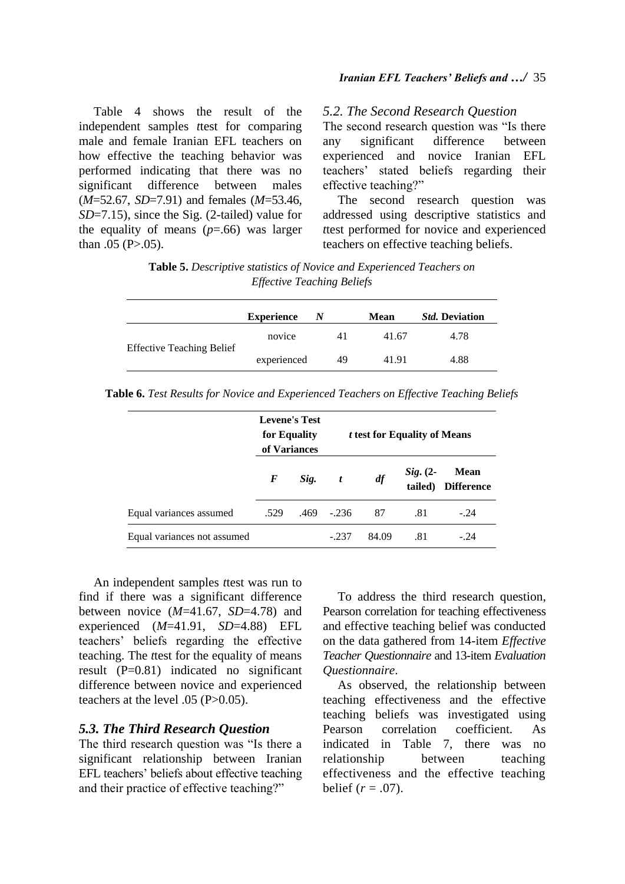Table 4 shows the result of the independent samples *t*test for comparing male and female Iranian EFL teachers on how effective the teaching behavior was performed indicating that there was no significant difference between males (*M*=52.67, *SD*=7.91) and females (*M*=53.46, *SD*=7.15), since the Sig. (2-tailed) value for the equality of means ($p$=.66) was larger than .05 ($P>.05$).

### *5.2. The Second Research Question*

The second research question was "Is there any significant difference between experienced and novice Iranian EFL teachers' stated beliefs regarding their effective teaching?"

The second research question was addressed using descriptive statistics and *t*test performed for novice and experienced teachers on effective teaching beliefs.

**Table 5.** *Descriptive statistics of Novice and Experienced Teachers on Effective Teaching Beliefs*

| | Experience | *N* | Mean | *Std.* Deviation |
|---|---|---|---|---|
| Effective Teaching Belief | novice | 41 | 41.67 | 4.78 |
| | experienced | 49 | 41.91 | 4.88 |

**Table 6.** *Test Results for Novice and Experienced Teachers on Effective Teaching Beliefs*

| | Levene's Test for Equality of Variances | | *t* test for Equality of Means | | | |
|---|---|---|---|---|---|---|
| | *F* | *Sig.* | *t* | *df* | *Sig.* (2-tailed) | Mean Difference |
| Equal variances assumed | .529 | .469 | -.236 | 87 | .81 | -.24 |
| Equal variances not assumed | | | -.237 | 84.09 | .81 | -.24 |

An independent samples *t*test was run to find if there was a significant difference between novice (*M*=41.67, *SD*=4.78) and experienced (*M*=41.91, *SD*=4.88) EFL teachers' beliefs regarding the effective teaching. The *t*test for the equality of means result (P=0.81) indicated no significant difference between novice and experienced teachers at the level .05 ($P>0.05$).

### *5.3. The Third Research Question*

The third research question was "Is there a significant relationship between Iranian EFL teachers' beliefs about effective teaching and their practice of effective teaching?"

To address the third research question, Pearson correlation for teaching effectiveness and effective teaching belief was conducted on the data gathered from 14-item *Effective Teacher Questionnaire* and 13-item *Evaluation Questionnaire*.

As observed, the relationship between teaching effectiveness and the effective teaching beliefs was investigated using Pearson correlation coefficient. As indicated in Table 7, there was no relationship between teaching effectiveness and the effective teaching belief ($r$ = .07).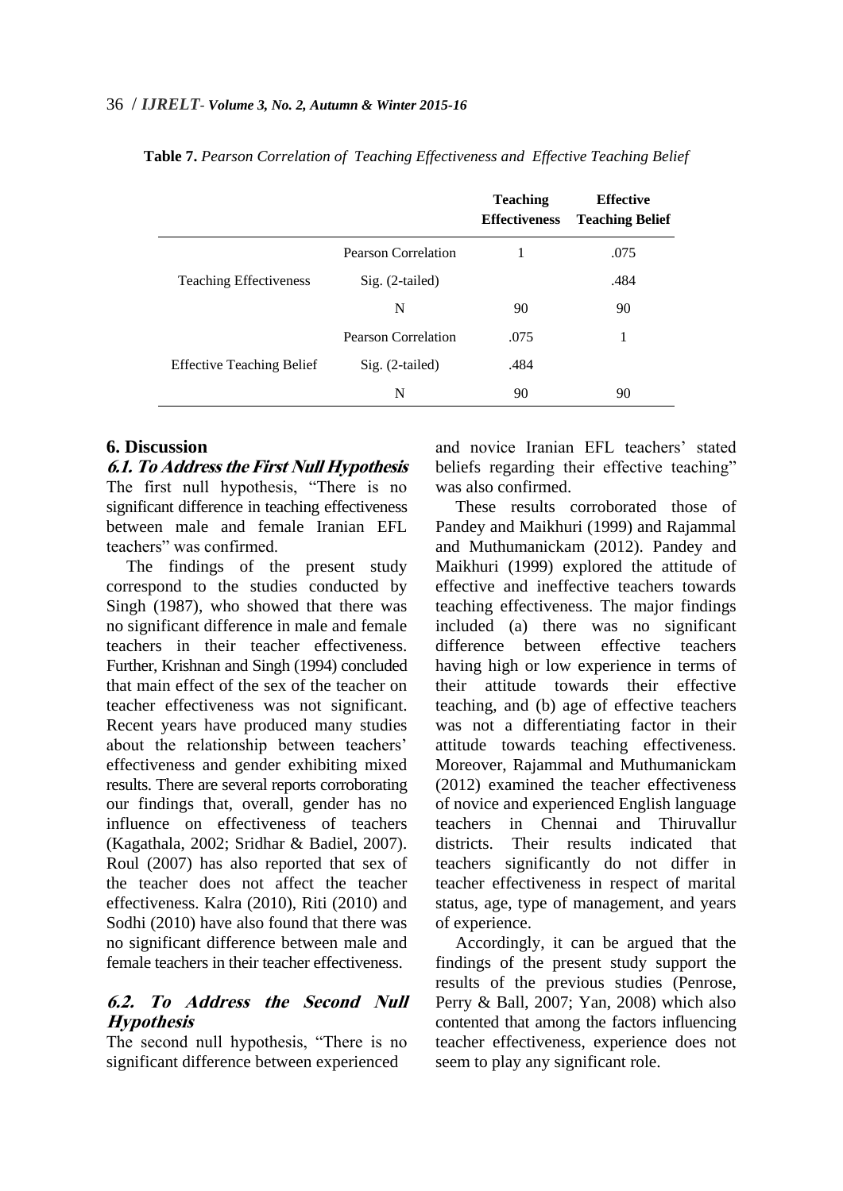**Table 7.** *Pearson Correlation of Teaching Effectiveness and Effective Teaching Belief*

| | | Teaching Effectiveness | Effective Teaching Belief |
|---|---|---|---|
| Teaching Effectiveness | Pearson Correlation | 1 | .075 |
| | Sig. (2-tailed) | | .484 |
| | N | 90 | 90 |
| Effective Teaching Belief | Pearson Correlation | .075 | 1 |
| | Sig. (2-tailed) | .484 | |
| | N | 90 | 90 |

## 6. Discussion

### *6.1. To Address the First Null Hypothesis*

The first null hypothesis, "There is no significant difference in teaching effectiveness between male and female Iranian EFL teachers" was confirmed.

The findings of the present study correspond to the studies conducted by Singh (1987), who showed that there was no significant difference in male and female teachers in their teacher effectiveness. Further, Krishnan and Singh (1994) concluded that main effect of the sex of the teacher on teacher effectiveness was not significant. Recent years have produced many studies about the relationship between teachers' effectiveness and gender exhibiting mixed results. There are several reports corroborating our findings that, overall, gender has no influence on effectiveness of teachers (Kagathala, 2002; Sridhar & Badiel, 2007). Roul (2007) has also reported that sex of the teacher does not affect the teacher effectiveness. Kalra (2010), Riti (2010) and Sodhi (2010) have also found that there was no significant difference between male and female teachers in their teacher effectiveness.

### *6.2. To Address the Second Null Hypothesis*

The second null hypothesis, "There is no significant difference between experienced and novice Iranian EFL teachers' stated beliefs regarding their effective teaching" was also confirmed.

These results corroborated those of Pandey and Maikhuri (1999) and Rajammal and Muthumanickam (2012). Pandey and Maikhuri (1999) explored the attitude of effective and ineffective teachers towards teaching effectiveness. The major findings included (a) there was no significant difference between effective teachers having high or low experience in terms of their attitude towards their effective teaching, and (b) age of effective teachers was not a differentiating factor in their attitude towards teaching effectiveness. Moreover, Rajammal and Muthumanickam (2012) examined the teacher effectiveness of novice and experienced English language teachers in Chennai and Thiruvallur districts. Their results indicated that teachers significantly do not differ in teacher effectiveness in respect of marital status, age, type of management, and years of experience.

Accordingly, it can be argued that the findings of the present study support the results of the previous studies (Penrose, Perry & Ball, 2007; Yan, 2008) which also contented that among the factors influencing teacher effectiveness, experience does not seem to play any significant role.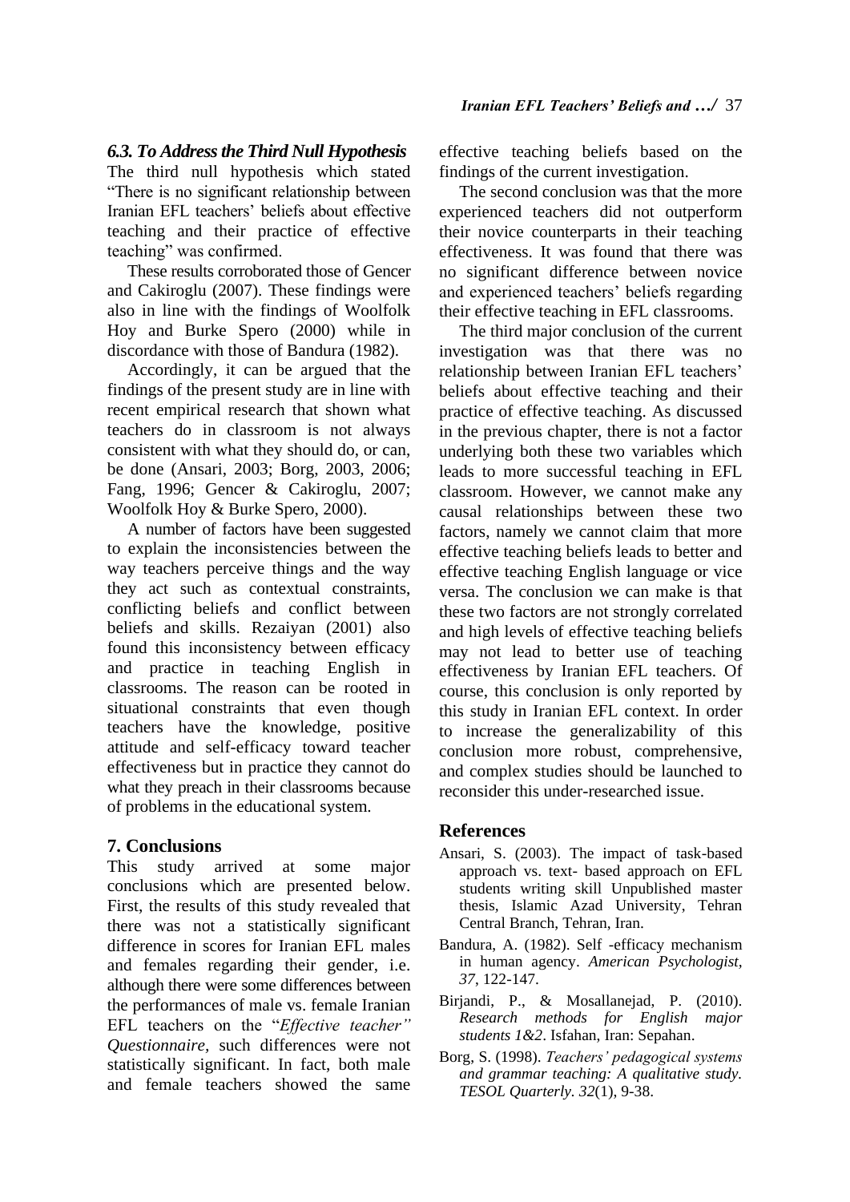### *6.3. To Address the Third Null Hypothesis*

The third null hypothesis which stated "There is no significant relationship between Iranian EFL teachers' beliefs about effective teaching and their practice of effective teaching" was confirmed.

These results corroborated those of Gencer and Cakiroglu (2007). These findings were also in line with the findings of Woolfolk Hoy and Burke Spero (2000) while in discordance with those of Bandura (1982).

Accordingly, it can be argued that the findings of the present study are in line with recent empirical research that shown what teachers do in classroom is not always consistent with what they should do, or can, be done (Ansari, 2003; Borg, 2003, 2006; Fang, 1996; Gencer & Cakiroglu, 2007; Woolfolk Hoy & Burke Spero, 2000).

A number of factors have been suggested to explain the inconsistencies between the way teachers perceive things and the way they act such as contextual constraints, conflicting beliefs and conflict between beliefs and skills. Rezaiyan (2001) also found this inconsistency between efficacy and practice in teaching English in classrooms. The reason can be rooted in situational constraints that even though teachers have the knowledge, positive attitude and self-efficacy toward teacher effectiveness but in practice they cannot do what they preach in their classrooms because of problems in the educational system.

## 7. Conclusions

This study arrived at some major conclusions which are presented below. First, the results of this study revealed that there was not a statistically significant difference in scores for Iranian EFL males and females regarding their gender, i.e. although there were some differences between the performances of male vs. female Iranian EFL teachers on the "*Effective teacher" Questionnaire*, such differences were not statistically significant. In fact, both male and female teachers showed the same effective teaching beliefs based on the findings of the current investigation.

The second conclusion was that the more experienced teachers did not outperform their novice counterparts in their teaching effectiveness. It was found that there was no significant difference between novice and experienced teachers' beliefs regarding their effective teaching in EFL classrooms.

The third major conclusion of the current investigation was that there was no relationship between Iranian EFL teachers' beliefs about effective teaching and their practice of effective teaching. As discussed in the previous chapter, there is not a factor underlying both these two variables which leads to more successful teaching in EFL classroom. However, we cannot make any causal relationships between these two factors, namely we cannot claim that more effective teaching beliefs leads to better and effective teaching English language or vice versa. The conclusion we can make is that these two factors are not strongly correlated and high levels of effective teaching beliefs may not lead to better use of teaching effectiveness by Iranian EFL teachers. Of course, this conclusion is only reported by this study in Iranian EFL context. In order to increase the generalizability of this conclusion more robust, comprehensive, and complex studies should be launched to reconsider this under-researched issue.

## References

Ansari, S. (2003). The impact of task-based approach vs. text- based approach on EFL students writing skill Unpublished master thesis, Islamic Azad University, Tehran Central Branch, Tehran, Iran.

Bandura, A. (1982). Self -efficacy mechanism in human agency. *American Psychologist*, *37*, 122-147.

Birjandi, P., & Mosallanejad, P. (2010). *Research methods for English major students 1&2*. Isfahan, Iran: Sepahan.

Borg, S. (1998). *Teachers' pedagogical systems and grammar teaching: A qualitative study. TESOL Quarterly. 32*(1), 9-38.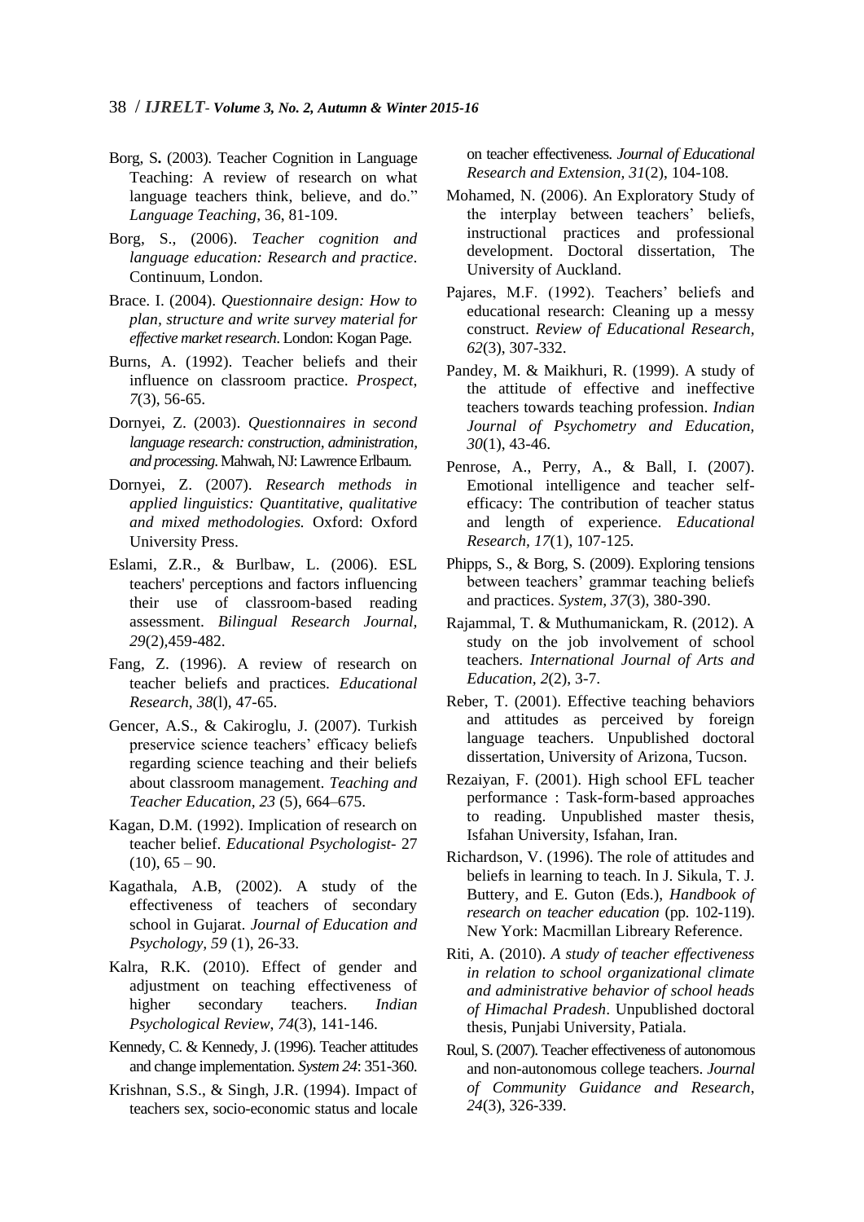Borg, S**.** (2003). Teacher Cognition in Language Teaching: A review of research on what language teachers think, believe, and do." *Language Teaching*, 36, 81-109.

Borg, S., (2006). *Teacher cognition and language education: Research and practice*. Continuum, London.

Brace. I. (2004). *Questionnaire design: How to plan, structure and write survey material for effective market research*. London: Kogan Page.

Burns, A. (1992). Teacher beliefs and their influence on classroom practice. *Prospect*, *7*(3), 56-65.

Dornyei, Z. (2003). *Questionnaires in second language research: construction, administration, and processing*. Mahwah, NJ: Lawrence Erlbaum.

Dornyei, Z. (2007). *Research methods in applied linguistics: Quantitative, qualitative and mixed methodologies.* Oxford: Oxford University Press.

Eslami, Z.R., & Burlbaw, L. (2006). ESL teachers' perceptions and factors influencing their use of classroom-based reading assessment. *Bilingual Research Journal*, *29*(2),459-482.

Fang, Z. (1996). A review of research on teacher beliefs and practices. *Educational Research*, *38*(l), 47-65.

Gencer, A.S., & Cakiroglu, J. (2007). Turkish preservice science teachers' efficacy beliefs regarding science teaching and their beliefs about classroom management. *Teaching and Teacher Education*, *23* (5), 664–675.

Kagan, D.M. (1992). Implication of research on teacher belief. *Educational Psychologist*- 27 (10), 65 – 90.

Kagathala, A.B, (2002). A study of the effectiveness of teachers of secondary school in Gujarat. *Journal of Education and Psychology, 59* (1), 26-33.

Kalra, R.K. (2010). Effect of gender and adjustment on teaching effectiveness of higher secondary teachers. *Indian Psychological Review*, *74*(3), 141-146.

Kennedy, C. & Kennedy, J. (1996). Teacher attitudes and change implementation. *System 24*: 351-360.

Krishnan, S.S., & Singh, J.R. (1994). Impact of teachers sex, socio-economic status and locale on teacher effectiveness. *Journal of Educational Research and Extension, 31*(2), 104-108.

Mohamed, N. (2006). An Exploratory Study of the interplay between teachers' beliefs, instructional practices and professional development. Doctoral dissertation, The University of Auckland.

Pajares, M.F. (1992). Teachers' beliefs and educational research: Cleaning up a messy construct. *Review of Educational Research, 62*(3), 307-332.

Pandey, M. & Maikhuri, R. (1999). A study of the attitude of effective and ineffective teachers towards teaching profession. *Indian Journal of Psychometry and Education, 30*(1), 43-46.

Penrose, A., Perry, A., & Ball, I. (2007). Emotional intelligence and teacher self-efficacy: The contribution of teacher status and length of experience. *Educational Research, 17*(1), 107-125.

Phipps, S., & Borg, S. (2009). Exploring tensions between teachers' grammar teaching beliefs and practices. *System, 37*(3), 380-390.

Rajammal, T. & Muthumanickam, R. (2012). A study on the job involvement of school teachers. *International Journal of Arts and Education, 2*(2), 3-7.

Reber, T. (2001). Effective teaching behaviors and attitudes as perceived by foreign language teachers. Unpublished doctoral dissertation, University of Arizona, Tucson.

Rezaiyan, F. (2001). High school EFL teacher performance : Task-form-based approaches to reading. Unpublished master thesis, Isfahan University, Isfahan, Iran.

Richardson, V. (1996). The role of attitudes and beliefs in learning to teach. In J. Sikula, T. J. Buttery, and E. Guton (Eds.), *Handbook of research on teacher education* (pp. 102-119). New York: Macmillan Libreary Reference.

Riti, A. (2010). *A study of teacher effectiveness in relation to school organizational climate and administrative behavior of school heads of Himachal Pradesh*. Unpublished doctoral thesis, Punjabi University, Patiala.

Roul, S. (2007). Teacher effectiveness of autonomous and non-autonomous college teachers. *Journal of Community Guidance and Research*, *24*(3), 326-339.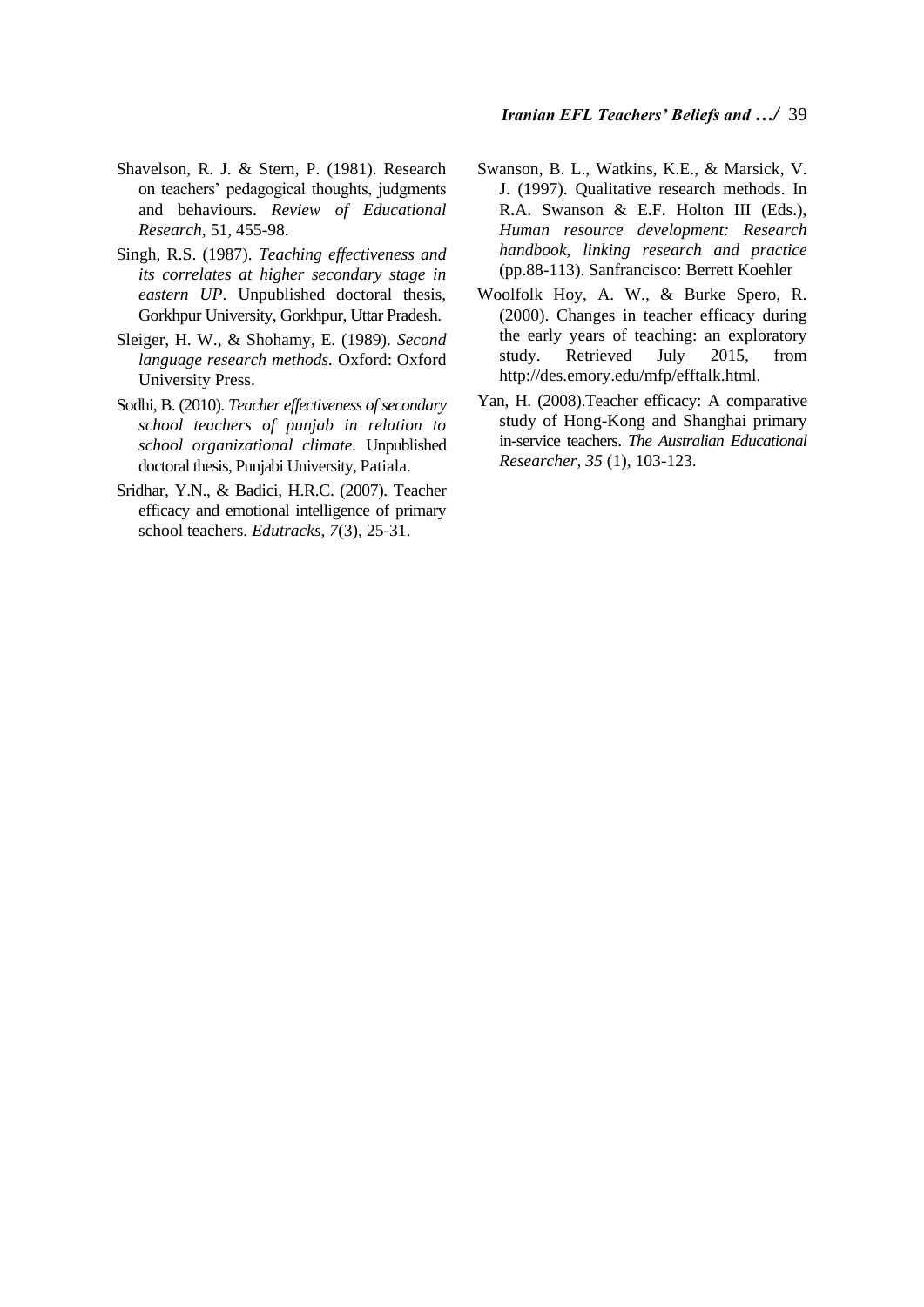Shavelson, R. J. & Stern, P. (1981). Research on teachers' pedagogical thoughts, judgments and behaviours. *Review of Educational Research*, 51, 455-98.

Singh, R.S. (1987). *Teaching effectiveness and its correlates at higher secondary stage in eastern UP*. Unpublished doctoral thesis, Gorkhpur University, Gorkhpur, Uttar Pradesh.

Sleiger, H. W., & Shohamy, E. (1989). *Second language research methods*. Oxford: Oxford University Press.

Sodhi, B. (2010). *Teacher effectiveness of secondary school teachers of punjab in relation to school organizational climate*. Unpublished doctoral thesis, Punjabi University, Patiala.

Sridhar, Y.N., & Badici, H.R.C. (2007). Teacher efficacy and emotional intelligence of primary school teachers. *Edutracks, 7*(3), 25-31.

Swanson, B. L., Watkins, K.E., & Marsick, V. J. (1997). Qualitative research methods. In R.A. Swanson & E.F. Holton III (Eds.), *Human resource development: Research handbook, linking research and practice* (pp.88-113). Sanfrancisco: Berrett Koehler

Woolfolk Hoy, A. W., & Burke Spero, R. (2000). Changes in teacher efficacy during the early years of teaching: an exploratory study. Retrieved July 2015, from http://des.emory.edu/mfp/efftalk.html.

Yan, H. (2008).Teacher efficacy: A comparative study of Hong-Kong and Shanghai primary in-service teachers. *The Australian Educational Researcher, 35* (1), 103-123.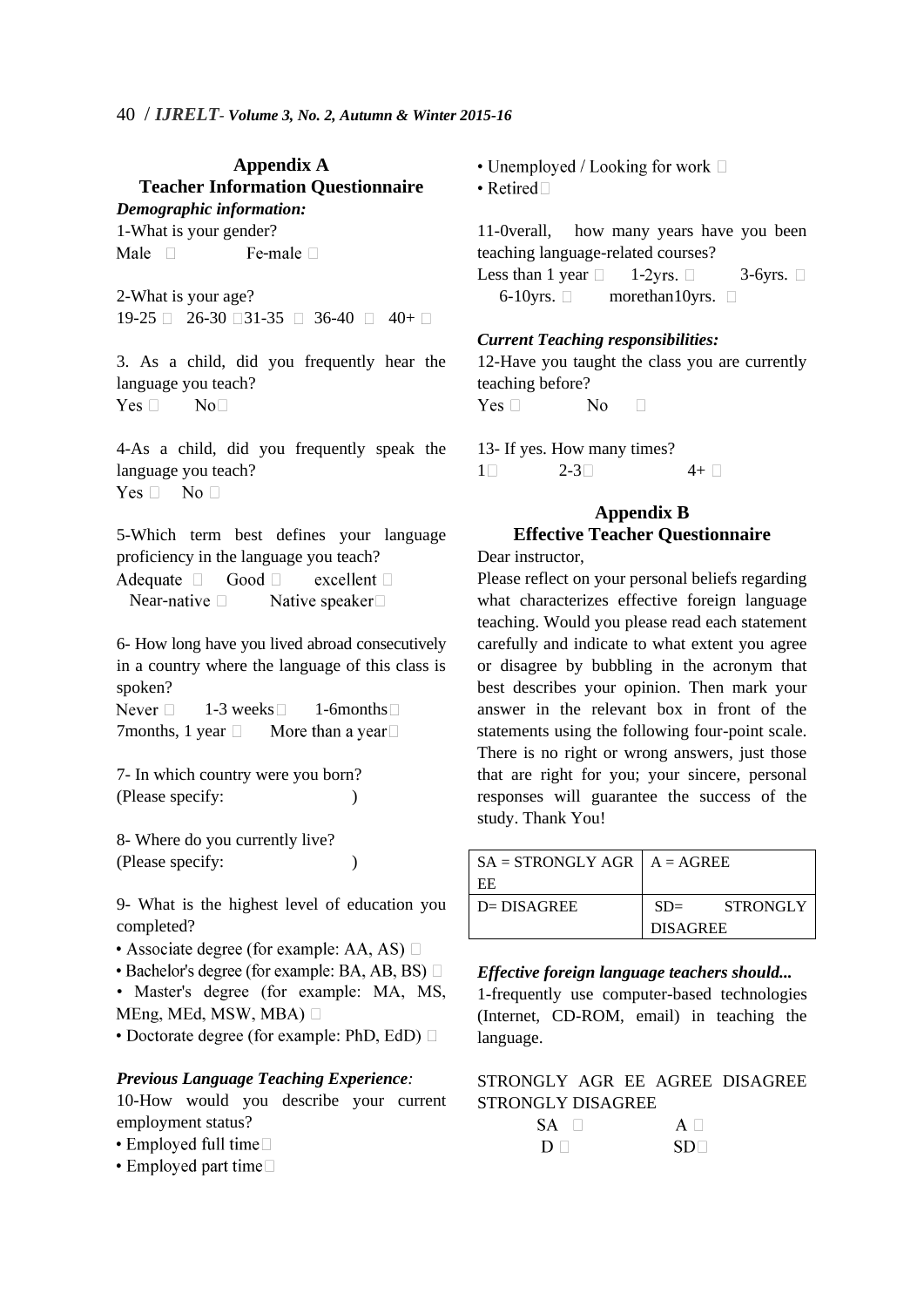## Appendix A

### Teacher Information Questionnaire

***Demographic information:***

1-What is your gender?

Male □ Fe-male □

2-What is your age?

19-25 □ 26-30 □31-35 □ 36-40 □ 40+ □

3. As a child, did you frequently hear the language you teach?

Yes □ No□

4-As a child, did you frequently speak the language you teach?

Yes □ No □

5-Which term best defines your language proficiency in the language you teach?

Adequate □ Good □ excellent □

Near-native □ Native speaker□

6- How long have you lived abroad consecutively in a country where the language of this class is spoken?

Never □ 1-3 weeks□ 1-6months□

7months, 1 year □ More than a year□

7- In which country were you born?

(Please specify: )

8- Where do you currently live?

(Please specify: )

9- What is the highest level of education you completed?

- Associate degree (for example: AA, AS) □
- Bachelor's degree (for example: BA, AB, BS) □
- Master's degree (for example: MA, MS, MEng, MEd, MSW, MBA) □
- Doctorate degree (for example: PhD, EdD) □

***Previous Language Teaching Experience:***

10-How would you describe your current employment status?

- Employed full time□
- Employed part time□
- Unemployed / Looking for work □
- Retired□

11-0verall, how many years have you been teaching language-related courses?

Less than 1 year □ 1-2yrs. □ 3-6yrs. □

6-10yrs. □ morethan10yrs. □

***Current Teaching responsibilities:***

12-Have you taught the class you are currently teaching before?

Yes □ No □

13- If yes. How many times?

1□ 2-3□ 4+ □

## Appendix B

### Effective Teacher Questionnaire

Dear instructor,

Please reflect on your personal beliefs regarding what characterizes effective foreign language teaching. Would you please read each statement carefully and indicate to what extent you agree or disagree by bubbling in the acronym that best describes your opinion. Then mark your answer in the relevant box in front of the statements using the following four-point scale. There is no right or wrong answers, just those that are right for you; your sincere, personal responses will guarantee the success of the study. Thank You!

| SA = STRONGLY AGR EE | A = AGREE |
|---|---|
| D= DISAGREE | SD= STRONGLY DISAGREE |

***Effective foreign language teachers should...***

1-frequently use computer-based technologies (Internet, CD-ROM, email) in teaching the language.

STRONGLY AGR EE AGREE DISAGREE STRONGLY DISAGREE

SA □ A □

D □ SD□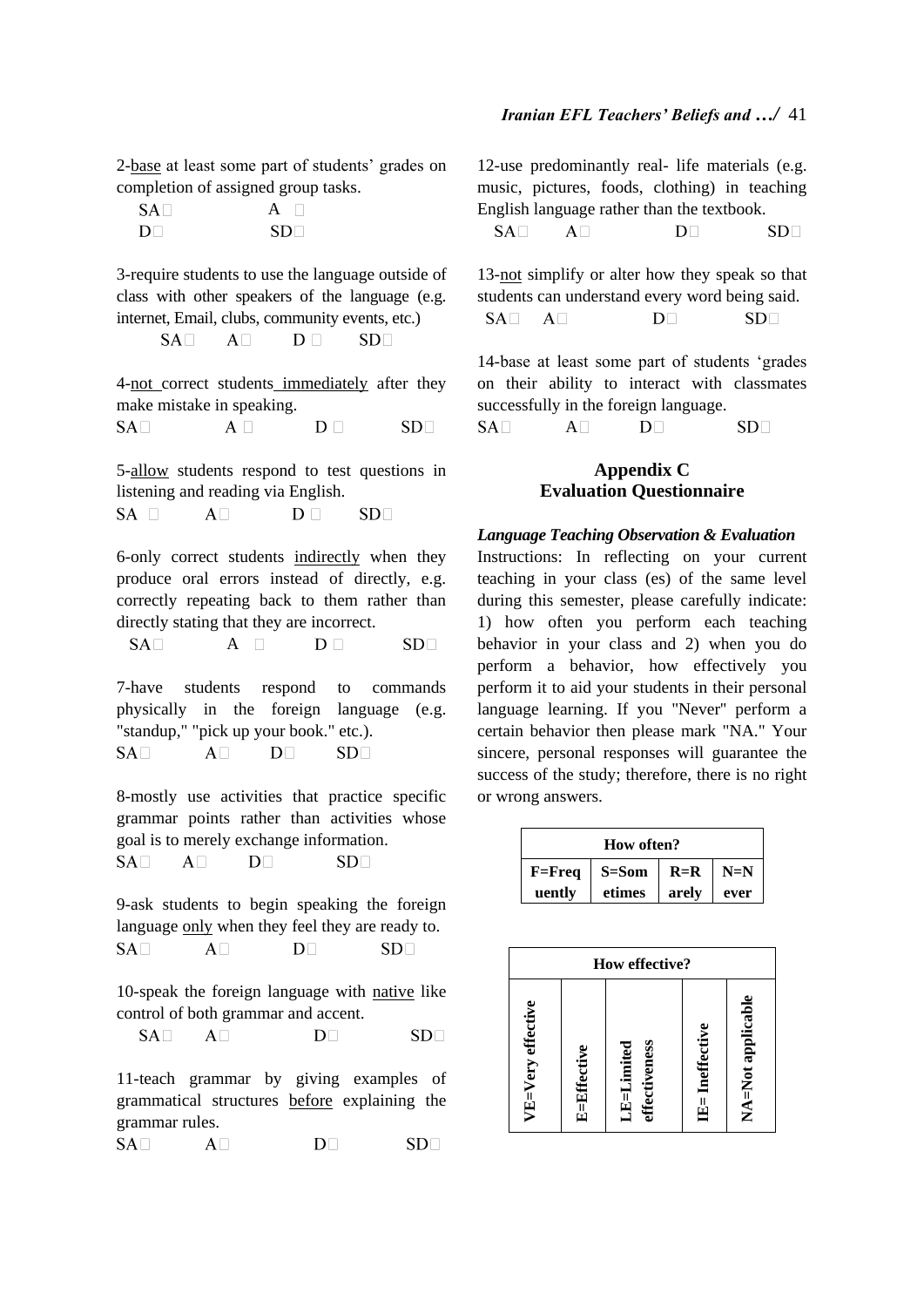2-base at least some part of students' grades on completion of assigned group tasks.

SA□ A □ D□ SD□

3-require students to use the language outside of class with other speakers of the language (e.g. internet, Email, clubs, community events, etc.)

SA□ A□ D □ SD□

4-not correct students immediately after they make mistake in speaking.

SA□ A □ D □ SD□

5-allow students respond to test questions in listening and reading via English.

SA □ A□ D □ SD□

6-only correct students indirectly when they produce oral errors instead of directly, e.g. correctly repeating back to them rather than directly stating that they are incorrect.

SA□ A □ D □ SD□

7-have students respond to commands physically in the foreign language (e.g. "standup," "pick up your book." etc.).

SA□ A□ D□ SD□

8-mostly use activities that practice specific grammar points rather than activities whose goal is to merely exchange information.

SA□ A□ D□ SD□

9-ask students to begin speaking the foreign language only when they feel they are ready to.

SA□ A□ D□ SD□

10-speak the foreign language with native like control of both grammar and accent.

SA□ A□ D□ SD□

11-teach grammar by giving examples of grammatical structures before explaining the grammar rules.

SA□ A□ D□ SD□

12-use predominantly real- life materials (e.g. music, pictures, foods, clothing) in teaching English language rather than the textbook.

SA□ A□ D□ SD□

13-not simplify or alter how they speak so that students can understand every word being said.

SA□ A□ D□ SD□

14-base at least some part of students 'grades on their ability to interact with classmates successfully in the foreign language.

SA□ A□ D□ SD□

## Appendix C
## Evaluation Questionnaire

***Language Teaching Observation & Evaluation***

Instructions: In reflecting on your current teaching in your class (es) of the same level during this semester, please carefully indicate: 1) how often you perform each teaching behavior in your class and 2) when you do perform a behavior, how effectively you perform it to aid your students in their personal language learning. If you "Never" perform a certain behavior then please mark "NA." Your sincere, personal responses will guarantee the success of the study; therefore, there is no right or wrong answers.

| **How often?** | | | |
|---|---|---|---|
| **F=Frequently** | **S=Sometimes** | **R=Rarely** | **N=Never** |

| **How effective?** | | | | |
|---|---|---|---|---|
| **VE=Very effective** | **E=Effective** | **LE=Limited effectiveness** | **IE= Ineffective** | **NA=Not applicable** |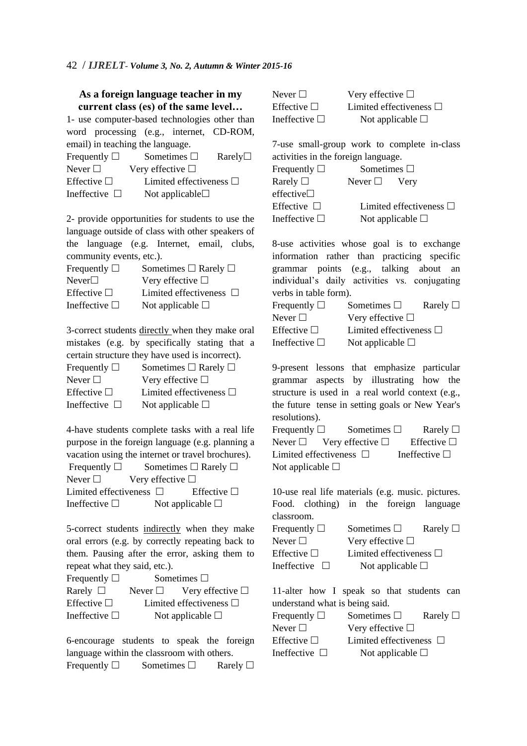**As a foreign language teacher in my current class (es) of the same level…**

1- use computer-based technologies other than word processing (e.g., internet, CD-ROM, email) in teaching the language.
Frequently ☐ Sometimes ☐ Rarely☐
Never ☐ Very effective ☐
Effective ☐ Limited effectiveness ☐
Ineffective ☐ Not applicable☐

2- provide opportunities for students to use the language outside of class with other speakers of the language (e.g. Internet, email, clubs, community events, etc.).
Frequently ☐ Sometimes ☐ Rarely ☐
Never☐ Very effective ☐
Effective ☐ Limited effectiveness ☐
Ineffective ☐ Not applicable ☐

3-correct students <u>directly</u> when they make oral mistakes (e.g. by specifically stating that a certain structure they have used is incorrect).
Frequently ☐ Sometimes ☐ Rarely ☐
Never ☐ Very effective ☐
Effective ☐ Limited effectiveness ☐
Ineffective ☐ Not applicable ☐

4-have students complete tasks with a real life purpose in the foreign language (e.g. planning a vacation using the internet or travel brochures).
Frequently ☐ Sometimes ☐ Rarely ☐
Never ☐ Very effective ☐
Limited effectiveness ☐ Effective ☐
Ineffective ☐ Not applicable ☐

5-correct students <u>indirectly</u> when they make oral errors (e.g. by correctly repeating back to them. Pausing after the error, asking them to repeat what they said, etc.).
Frequently ☐ Sometimes ☐
Rarely ☐ Never ☐ Very effective ☐
Effective ☐ Limited effectiveness ☐
Ineffective ☐ Not applicable ☐

6-encourage students to speak the foreign language within the classroom with others.
Frequently ☐ Sometimes ☐ Rarely ☐
Never ☐ Very effective ☐
Effective ☐ Limited effectiveness ☐
Ineffective ☐ Not applicable ☐

7-use small-group work to complete in-class activities in the foreign language.
Frequently ☐ Sometimes ☐
Rarely ☐ Never ☐ Very effective☐
Effective ☐ Limited effectiveness ☐
Ineffective ☐ Not applicable ☐

8-use activities whose goal is to exchange information rather than practicing specific grammar points (e.g., talking about an individual's daily activities vs. conjugating verbs in table form).
Frequently ☐ Sometimes ☐ Rarely ☐
Never ☐ Very effective ☐
Effective ☐ Limited effectiveness ☐
Ineffective ☐ Not applicable ☐

9-present lessons that emphasize particular grammar aspects by illustrating how the structure is used in a real world context (e.g., the future tense in setting goals or New Year's resolutions).
Frequently ☐ Sometimes ☐ Rarely ☐
Never ☐ Very effective ☐ Effective ☐
Limited effectiveness ☐ Ineffective ☐
Not applicable ☐

10-use real life materials (e.g. music. pictures. Food. clothing) in the foreign language classroom.
Frequently ☐ Sometimes ☐ Rarely ☐
Never ☐ Very effective ☐
Effective ☐ Limited effectiveness ☐
Ineffective ☐ Not applicable ☐

11-alter how I speak so that students can understand what is being said.
Frequently ☐ Sometimes ☐ Rarely ☐
Never ☐ Very effective ☐
Effective ☐ Limited effectiveness ☐
Ineffective ☐ Not applicable ☐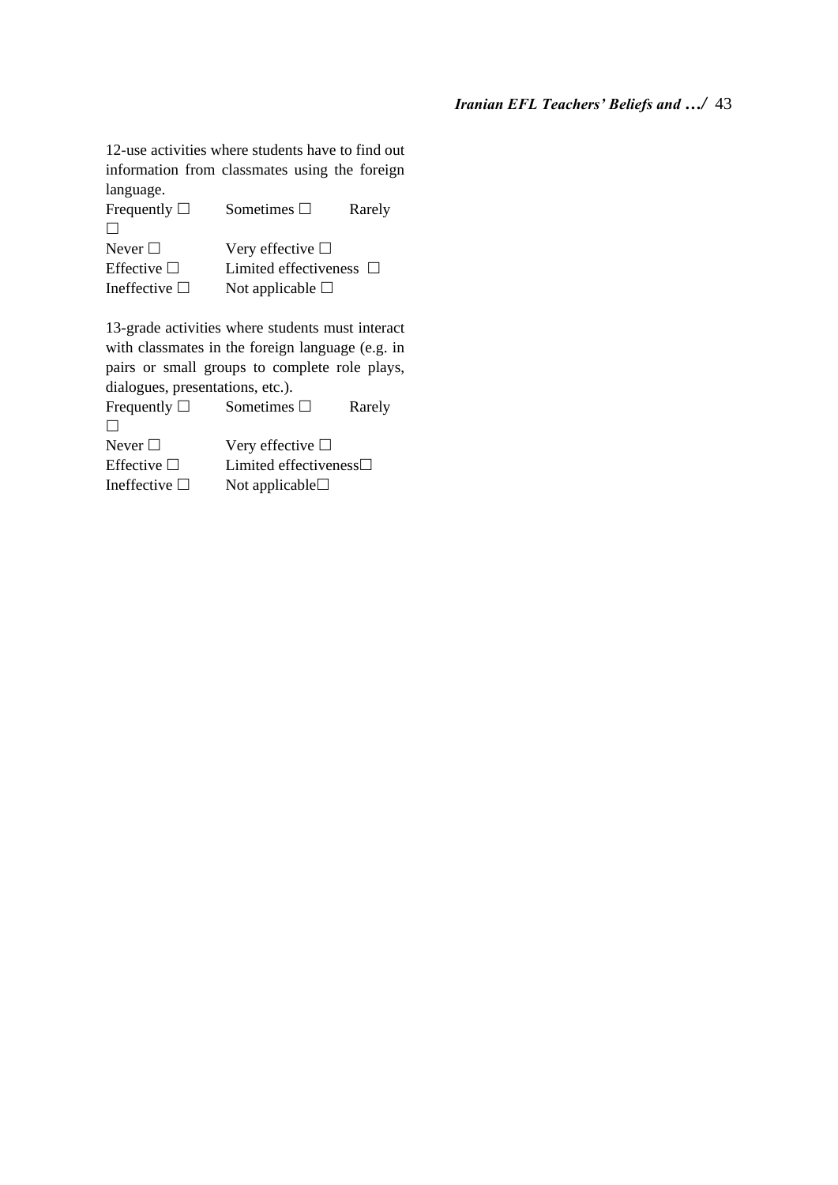12-use activities where students have to find out information from classmates using the foreign language.

Frequently ☐ Sometimes ☐ Rarely ☐

Never ☐ Very effective ☐

Effective ☐ Limited effectiveness ☐

Ineffective ☐ Not applicable ☐

13-grade activities where students must interact with classmates in the foreign language (e.g. in pairs or small groups to complete role plays, dialogues, presentations, etc.).

Frequently ☐ Sometimes ☐ Rarely ☐

Never ☐ Very effective ☐

Effective ☐ Limited effectiveness☐

Ineffective ☐ Not applicable☐